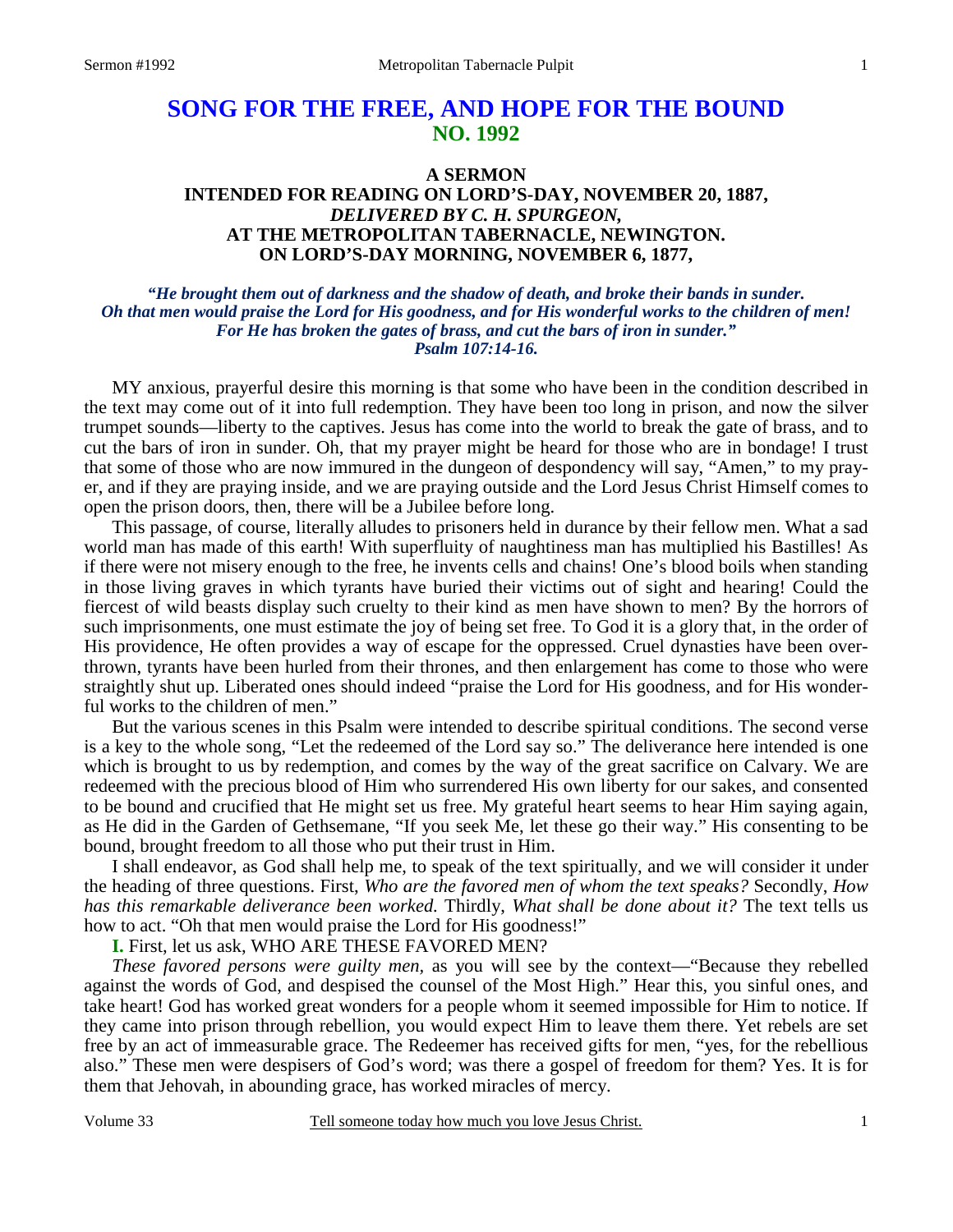# SONG FOR THE FREE, AND HOPE FOR THE BOUND
## NO. 1992

### A SERMON
### INTENDED FOR READING ON LORD'S-DAY, NOVEMBER 20, 1887,
### *DELIVERED BY C. H. SPURGEON,*
### AT THE METROPOLITAN TABERNACLE, NEWINGTON.
### ON LORD'S-DAY MORNING, NOVEMBER 6, 1877,

***"He brought them out of darkness and the shadow of death, and broke their bands in sunder. Oh that men would praise the Lord for His goodness, and for His wonderful works to the children of men! For He has broken the gates of brass, and cut the bars of iron in sunder." Psalm 107:14-16.***

MY anxious, prayerful desire this morning is that some who have been in the condition described in the text may come out of it into full redemption. They have been too long in prison, and now the silver trumpet sounds—liberty to the captives. Jesus has come into the world to break the gate of brass, and to cut the bars of iron in sunder. Oh, that my prayer might be heard for those who are in bondage! I trust that some of those who are now immured in the dungeon of despondency will say, "Amen," to my prayer, and if they are praying inside, and we are praying outside and the Lord Jesus Christ Himself comes to open the prison doors, then, there will be a Jubilee before long.

This passage, of course, literally alludes to prisoners held in durance by their fellow men. What a sad world man has made of this earth! With superfluity of naughtiness man has multiplied his Bastilles! As if there were not misery enough to the free, he invents cells and chains! One's blood boils when standing in those living graves in which tyrants have buried their victims out of sight and hearing! Could the fiercest of wild beasts display such cruelty to their kind as men have shown to men? By the horrors of such imprisonments, one must estimate the joy of being set free. To God it is a glory that, in the order of His providence, He often provides a way of escape for the oppressed. Cruel dynasties have been overthrown, tyrants have been hurled from their thrones, and then enlargement has come to those who were straightly shut up. Liberated ones should indeed "praise the Lord for His goodness, and for His wonderful works to the children of men."

But the various scenes in this Psalm were intended to describe spiritual conditions. The second verse is a key to the whole song, "Let the redeemed of the Lord say so." The deliverance here intended is one which is brought to us by redemption, and comes by the way of the great sacrifice on Calvary. We are redeemed with the precious blood of Him who surrendered His own liberty for our sakes, and consented to be bound and crucified that He might set us free. My grateful heart seems to hear Him saying again, as He did in the Garden of Gethsemane, "If you seek Me, let these go their way." His consenting to be bound, brought freedom to all those who put their trust in Him.

I shall endeavor, as God shall help me, to speak of the text spiritually, and we will consider it under the heading of three questions. First, *Who are the favored men of whom the text speaks?* Secondly, *How has this remarkable deliverance been worked.* Thirdly, *What shall be done about it?* The text tells us how to act. "Oh that men would praise the Lord for His goodness!"

**I.** First, let us ask, WHO ARE THESE FAVORED MEN?

*These favored persons were guilty men,* as you will see by the context—"Because they rebelled against the words of God, and despised the counsel of the Most High." Hear this, you sinful ones, and take heart! God has worked great wonders for a people whom it seemed impossible for Him to notice. If they came into prison through rebellion, you would expect Him to leave them there. Yet rebels are set free by an act of immeasurable grace. The Redeemer has received gifts for men, "yes, for the rebellious also." These men were despisers of God's word; was there a gospel of freedom for them? Yes. It is for them that Jehovah, in abounding grace, has worked miracles of mercy.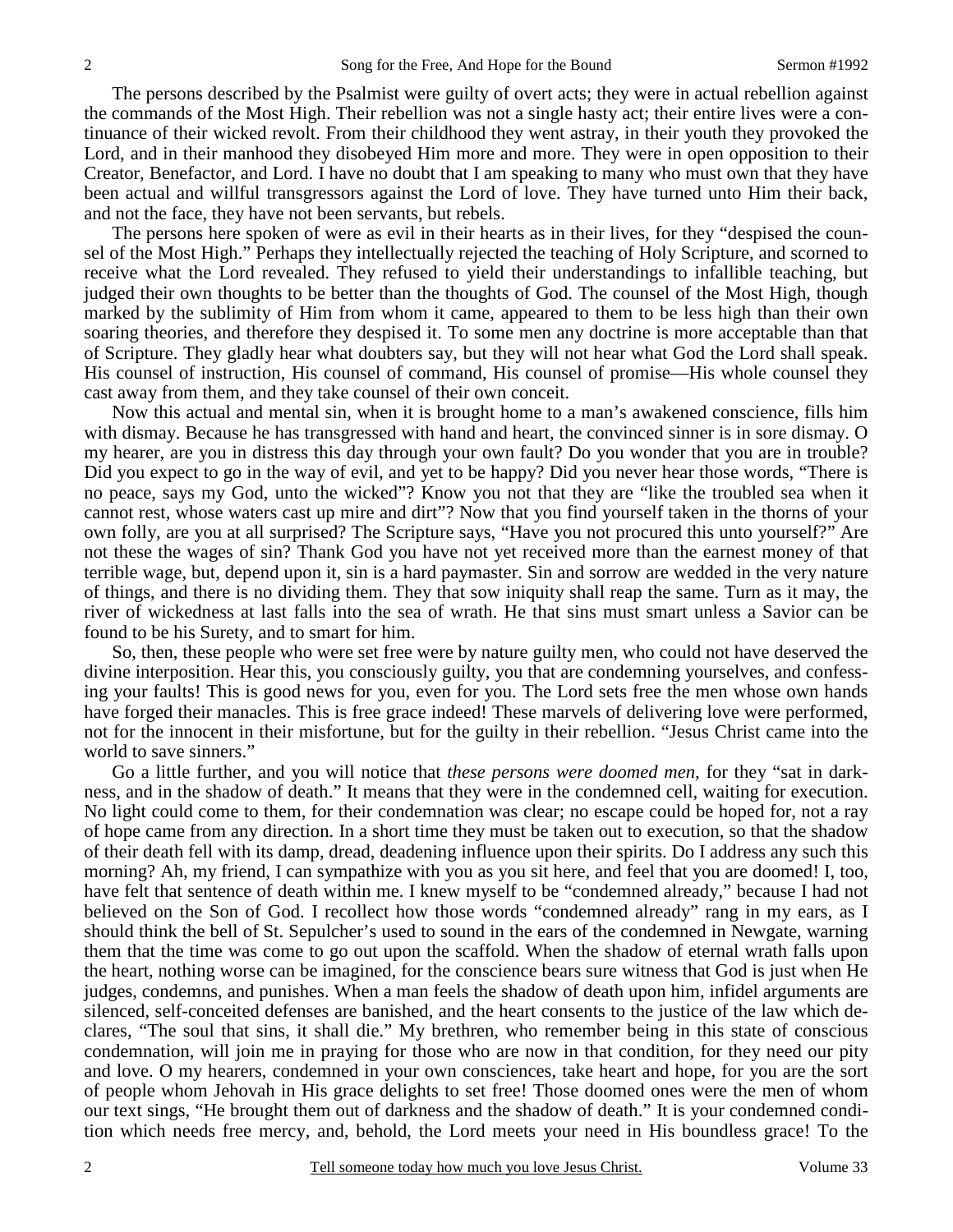The persons described by the Psalmist were guilty of overt acts; they were in actual rebellion against the commands of the Most High. Their rebellion was not a single hasty act; their entire lives were a continuance of their wicked revolt. From their childhood they went astray, in their youth they provoked the Lord, and in their manhood they disobeyed Him more and more. They were in open opposition to their Creator, Benefactor, and Lord. I have no doubt that I am speaking to many who must own that they have been actual and willful transgressors against the Lord of love. They have turned unto Him their back, and not the face, they have not been servants, but rebels.

The persons here spoken of were as evil in their hearts as in their lives, for they "despised the counsel of the Most High." Perhaps they intellectually rejected the teaching of Holy Scripture, and scorned to receive what the Lord revealed. They refused to yield their understandings to infallible teaching, but judged their own thoughts to be better than the thoughts of God. The counsel of the Most High, though marked by the sublimity of Him from whom it came, appeared to them to be less high than their own soaring theories, and therefore they despised it. To some men any doctrine is more acceptable than that of Scripture. They gladly hear what doubters say, but they will not hear what God the Lord shall speak. His counsel of instruction, His counsel of command, His counsel of promise—His whole counsel they cast away from them, and they take counsel of their own conceit.

Now this actual and mental sin, when it is brought home to a man's awakened conscience, fills him with dismay. Because he has transgressed with hand and heart, the convinced sinner is in sore dismay. O my hearer, are you in distress this day through your own fault? Do you wonder that you are in trouble? Did you expect to go in the way of evil, and yet to be happy? Did you never hear those words, "There is no peace, says my God, unto the wicked"? Know you not that they are "like the troubled sea when it cannot rest, whose waters cast up mire and dirt"? Now that you find yourself taken in the thorns of your own folly, are you at all surprised? The Scripture says, "Have you not procured this unto yourself?" Are not these the wages of sin? Thank God you have not yet received more than the earnest money of that terrible wage, but, depend upon it, sin is a hard paymaster. Sin and sorrow are wedded in the very nature of things, and there is no dividing them. They that sow iniquity shall reap the same. Turn as it may, the river of wickedness at last falls into the sea of wrath. He that sins must smart unless a Savior can be found to be his Surety, and to smart for him.

So, then, these people who were set free were by nature guilty men, who could not have deserved the divine interposition. Hear this, you consciously guilty, you that are condemning yourselves, and confessing your faults! This is good news for you, even for you. The Lord sets free the men whose own hands have forged their manacles. This is free grace indeed! These marvels of delivering love were performed, not for the innocent in their misfortune, but for the guilty in their rebellion. "Jesus Christ came into the world to save sinners."

Go a little further, and you will notice that *these persons were doomed men,* for they "sat in darkness, and in the shadow of death." It means that they were in the condemned cell, waiting for execution. No light could come to them, for their condemnation was clear; no escape could be hoped for, not a ray of hope came from any direction. In a short time they must be taken out to execution, so that the shadow of their death fell with its damp, dread, deadening influence upon their spirits. Do I address any such this morning? Ah, my friend, I can sympathize with you as you sit here, and feel that you are doomed! I, too, have felt that sentence of death within me. I knew myself to be "condemned already," because I had not believed on the Son of God. I recollect how those words "condemned already" rang in my ears, as I should think the bell of St. Sepulcher's used to sound in the ears of the condemned in Newgate, warning them that the time was come to go out upon the scaffold. When the shadow of eternal wrath falls upon the heart, nothing worse can be imagined, for the conscience bears sure witness that God is just when He judges, condemns, and punishes. When a man feels the shadow of death upon him, infidel arguments are silenced, self-conceited defenses are banished, and the heart consents to the justice of the law which declares, "The soul that sins, it shall die." My brethren, who remember being in this state of conscious condemnation, will join me in praying for those who are now in that condition, for they need our pity and love. O my hearers, condemned in your own consciences, take heart and hope, for you are the sort of people whom Jehovah in His grace delights to set free! Those doomed ones were the men of whom our text sings, "He brought them out of darkness and the shadow of death." It is your condemned condition which needs free mercy, and, behold, the Lord meets your need in His boundless grace! To the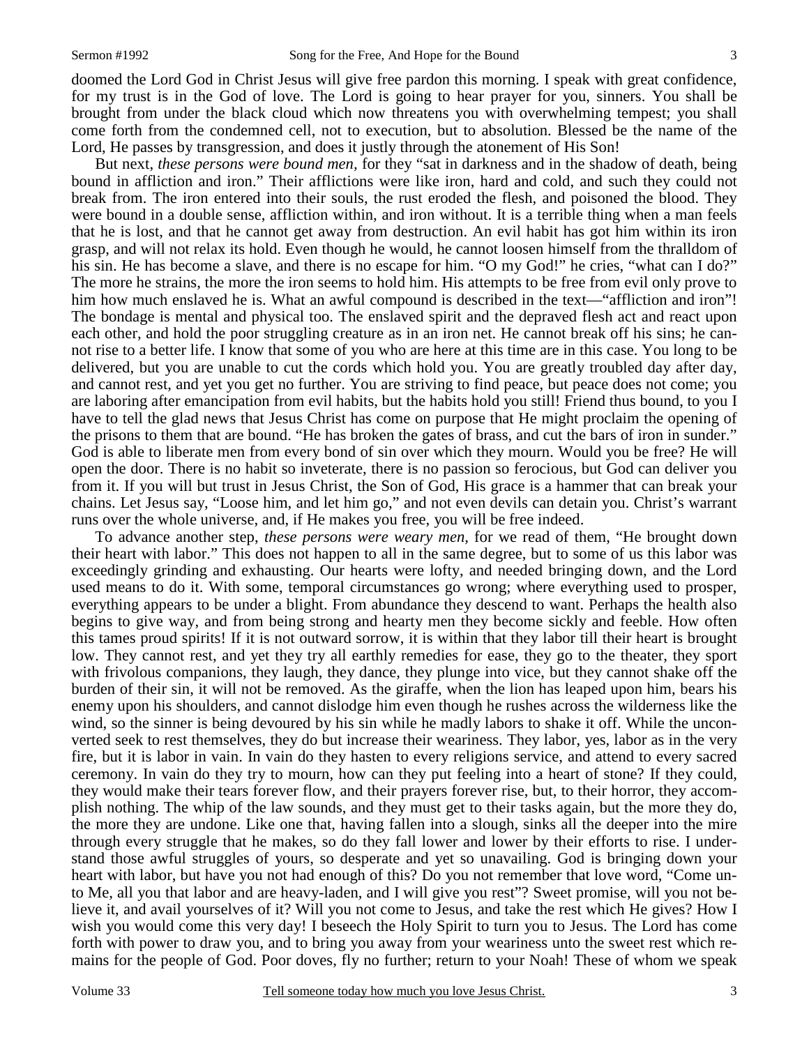doomed the Lord God in Christ Jesus will give free pardon this morning. I speak with great confidence, for my trust is in the God of love. The Lord is going to hear prayer for you, sinners. You shall be brought from under the black cloud which now threatens you with overwhelming tempest; you shall come forth from the condemned cell, not to execution, but to absolution. Blessed be the name of the Lord, He passes by transgression, and does it justly through the atonement of His Son!

But next, *these persons were bound men,* for they "sat in darkness and in the shadow of death, being bound in affliction and iron." Their afflictions were like iron, hard and cold, and such they could not break from. The iron entered into their souls, the rust eroded the flesh, and poisoned the blood. They were bound in a double sense, affliction within, and iron without. It is a terrible thing when a man feels that he is lost, and that he cannot get away from destruction. An evil habit has got him within its iron grasp, and will not relax its hold. Even though he would, he cannot loosen himself from the thralldom of his sin. He has become a slave, and there is no escape for him. "O my God!" he cries, "what can I do?" The more he strains, the more the iron seems to hold him. His attempts to be free from evil only prove to him how much enslaved he is. What an awful compound is described in the text—"affliction and iron"! The bondage is mental and physical too. The enslaved spirit and the depraved flesh act and react upon each other, and hold the poor struggling creature as in an iron net. He cannot break off his sins; he cannot rise to a better life. I know that some of you who are here at this time are in this case. You long to be delivered, but you are unable to cut the cords which hold you. You are greatly troubled day after day, and cannot rest, and yet you get no further. You are striving to find peace, but peace does not come; you are laboring after emancipation from evil habits, but the habits hold you still! Friend thus bound, to you I have to tell the glad news that Jesus Christ has come on purpose that He might proclaim the opening of the prisons to them that are bound. "He has broken the gates of brass, and cut the bars of iron in sunder." God is able to liberate men from every bond of sin over which they mourn. Would you be free? He will open the door. There is no habit so inveterate, there is no passion so ferocious, but God can deliver you from it. If you will but trust in Jesus Christ, the Son of God, His grace is a hammer that can break your chains. Let Jesus say, "Loose him, and let him go," and not even devils can detain you. Christ's warrant runs over the whole universe, and, if He makes you free, you will be free indeed.

To advance another step, *these persons were weary men,* for we read of them, "He brought down their heart with labor." This does not happen to all in the same degree, but to some of us this labor was exceedingly grinding and exhausting. Our hearts were lofty, and needed bringing down, and the Lord used means to do it. With some, temporal circumstances go wrong; where everything used to prosper, everything appears to be under a blight. From abundance they descend to want. Perhaps the health also begins to give way, and from being strong and hearty men they become sickly and feeble. How often this tames proud spirits! If it is not outward sorrow, it is within that they labor till their heart is brought low. They cannot rest, and yet they try all earthly remedies for ease, they go to the theater, they sport with frivolous companions, they laugh, they dance, they plunge into vice, but they cannot shake off the burden of their sin, it will not be removed. As the giraffe, when the lion has leaped upon him, bears his enemy upon his shoulders, and cannot dislodge him even though he rushes across the wilderness like the wind, so the sinner is being devoured by his sin while he madly labors to shake it off. While the unconverted seek to rest themselves, they do but increase their weariness. They labor, yes, labor as in the very fire, but it is labor in vain. In vain do they hasten to every religions service, and attend to every sacred ceremony. In vain do they try to mourn, how can they put feeling into a heart of stone? If they could, they would make their tears forever flow, and their prayers forever rise, but, to their horror, they accomplish nothing. The whip of the law sounds, and they must get to their tasks again, but the more they do, the more they are undone. Like one that, having fallen into a slough, sinks all the deeper into the mire through every struggle that he makes, so do they fall lower and lower by their efforts to rise. I understand those awful struggles of yours, so desperate and yet so unavailing. God is bringing down your heart with labor, but have you not had enough of this? Do you not remember that love word, "Come unto Me, all you that labor and are heavy-laden, and I will give you rest"? Sweet promise, will you not believe it, and avail yourselves of it? Will you not come to Jesus, and take the rest which He gives? How I wish you would come this very day! I beseech the Holy Spirit to turn you to Jesus. The Lord has come forth with power to draw you, and to bring you away from your weariness unto the sweet rest which remains for the people of God. Poor doves, fly no further; return to your Noah! These of whom we speak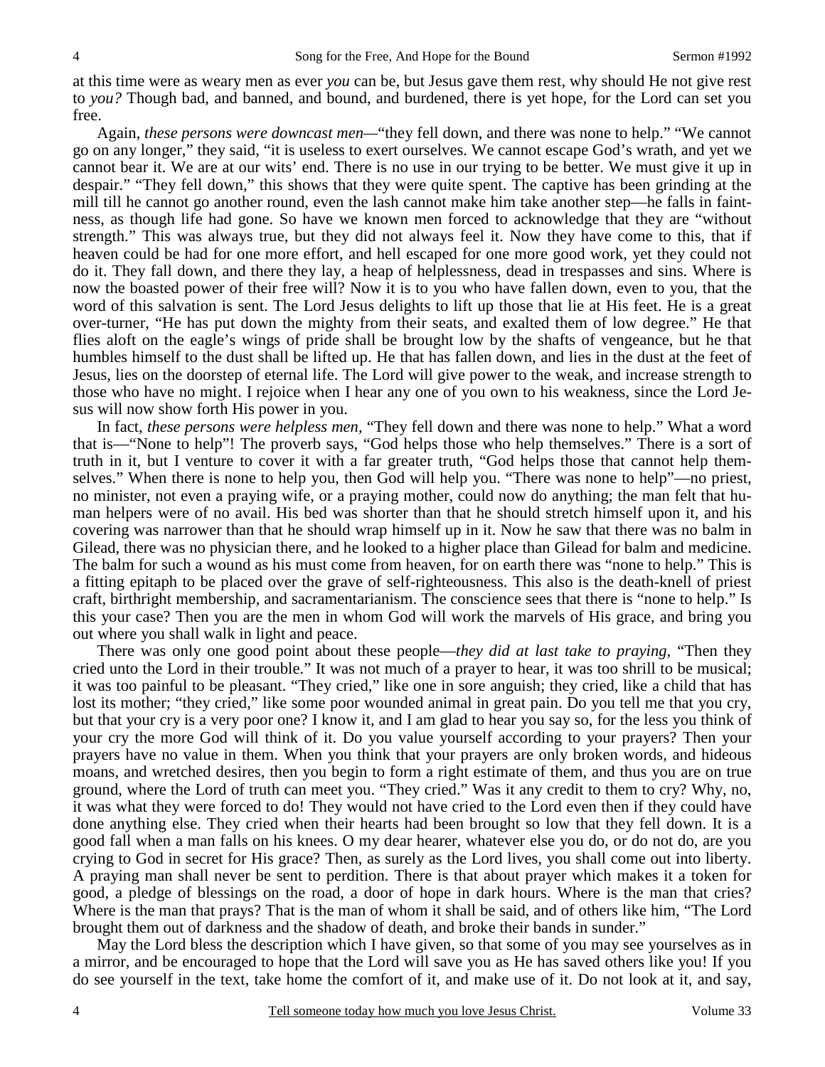at this time were as weary men as ever *you* can be, but Jesus gave them rest, why should He not give rest to *you?* Though bad, and banned, and bound, and burdened, there is yet hope, for the Lord can set you free.

Again, *these persons were downcast men*—"they fell down, and there was none to help." "We cannot go on any longer," they said, "it is useless to exert ourselves. We cannot escape God's wrath, and yet we cannot bear it. We are at our wits' end. There is no use in our trying to be better. We must give it up in despair." "They fell down," this shows that they were quite spent. The captive has been grinding at the mill till he cannot go another round, even the lash cannot make him take another step—he falls in faintness, as though life had gone. So have we known men forced to acknowledge that they are "without strength." This was always true, but they did not always feel it. Now they have come to this, that if heaven could be had for one more effort, and hell escaped for one more good work, yet they could not do it. They fall down, and there they lay, a heap of helplessness, dead in trespasses and sins. Where is now the boasted power of their free will? Now it is to you who have fallen down, even to you, that the word of this salvation is sent. The Lord Jesus delights to lift up those that lie at His feet. He is a great over-turner, "He has put down the mighty from their seats, and exalted them of low degree." He that flies aloft on the eagle's wings of pride shall be brought low by the shafts of vengeance, but he that humbles himself to the dust shall be lifted up. He that has fallen down, and lies in the dust at the feet of Jesus, lies on the doorstep of eternal life. The Lord will give power to the weak, and increase strength to those who have no might. I rejoice when I hear any one of you own to his weakness, since the Lord Jesus will now show forth His power in you.

In fact, *these persons were helpless men,* "They fell down and there was none to help." What a word that is—"None to help"! The proverb says, "God helps those who help themselves." There is a sort of truth in it, but I venture to cover it with a far greater truth, "God helps those that cannot help themselves." When there is none to help you, then God will help you. "There was none to help"—no priest, no minister, not even a praying wife, or a praying mother, could now do anything; the man felt that human helpers were of no avail. His bed was shorter than that he should stretch himself upon it, and his covering was narrower than that he should wrap himself up in it. Now he saw that there was no balm in Gilead, there was no physician there, and he looked to a higher place than Gilead for balm and medicine. The balm for such a wound as his must come from heaven, for on earth there was "none to help." This is a fitting epitaph to be placed over the grave of self-righteousness. This also is the death-knell of priest craft, birthright membership, and sacramentarianism. The conscience sees that there is "none to help." Is this your case? Then you are the men in whom God will work the marvels of His grace, and bring you out where you shall walk in light and peace.

There was only one good point about these people—*they did at last take to praying,* "Then they cried unto the Lord in their trouble." It was not much of a prayer to hear, it was too shrill to be musical; it was too painful to be pleasant. "They cried," like one in sore anguish; they cried, like a child that has lost its mother; "they cried," like some poor wounded animal in great pain. Do you tell me that you cry, but that your cry is a very poor one? I know it, and I am glad to hear you say so, for the less you think of your cry the more God will think of it. Do you value yourself according to your prayers? Then your prayers have no value in them. When you think that your prayers are only broken words, and hideous moans, and wretched desires, then you begin to form a right estimate of them, and thus you are on true ground, where the Lord of truth can meet you. "They cried." Was it any credit to them to cry? Why, no, it was what they were forced to do! They would not have cried to the Lord even then if they could have done anything else. They cried when their hearts had been brought so low that they fell down. It is a good fall when a man falls on his knees. O my dear hearer, whatever else you do, or do not do, are you crying to God in secret for His grace? Then, as surely as the Lord lives, you shall come out into liberty. A praying man shall never be sent to perdition. There is that about prayer which makes it a token for good, a pledge of blessings on the road, a door of hope in dark hours. Where is the man that cries? Where is the man that prays? That is the man of whom it shall be said, and of others like him, "The Lord brought them out of darkness and the shadow of death, and broke their bands in sunder."

May the Lord bless the description which I have given, so that some of you may see yourselves as in a mirror, and be encouraged to hope that the Lord will save you as He has saved others like you! If you do see yourself in the text, take home the comfort of it, and make use of it. Do not look at it, and say,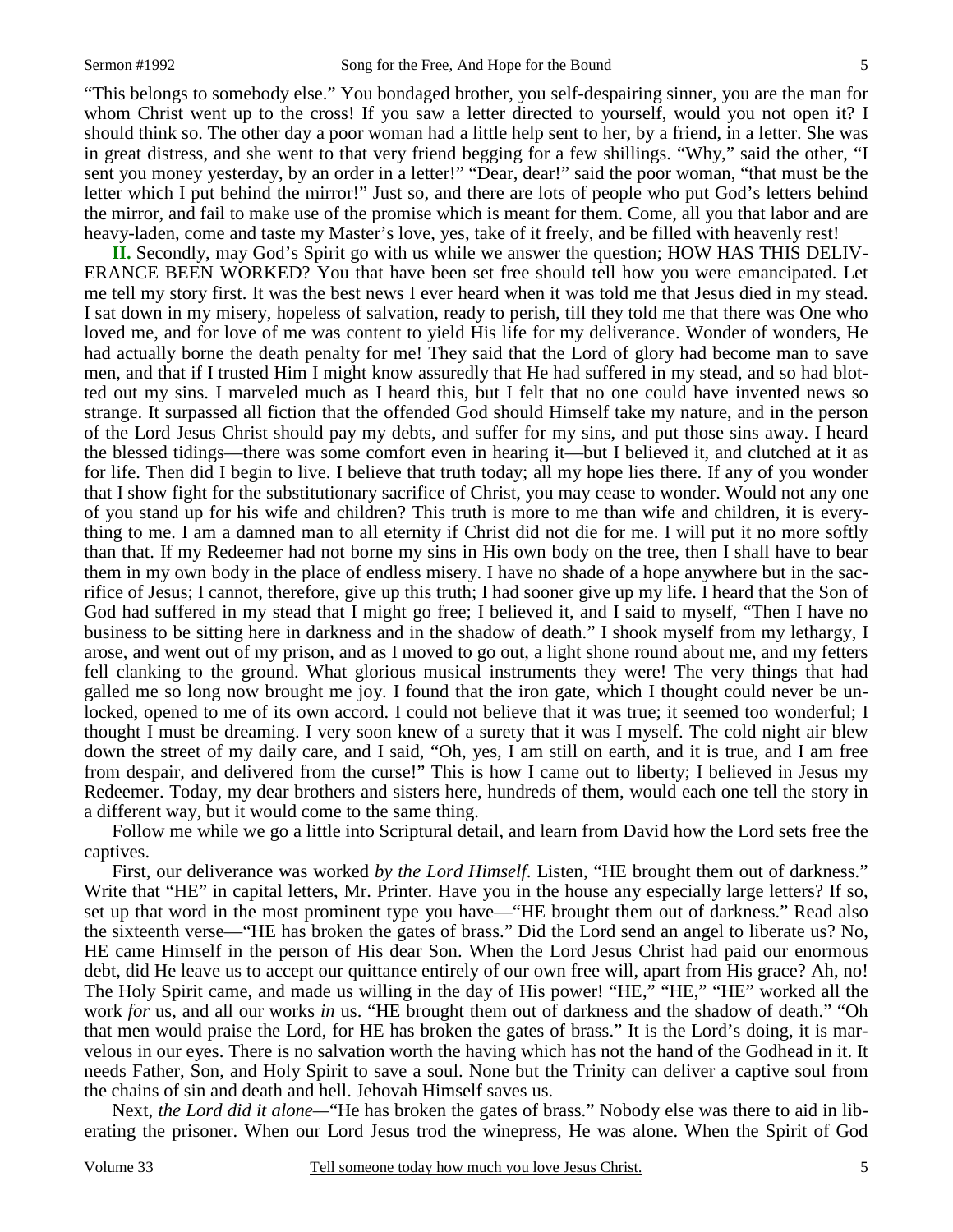"This belongs to somebody else." You bondaged brother, you self-despairing sinner, you are the man for whom Christ went up to the cross! If you saw a letter directed to yourself, would you not open it? I should think so. The other day a poor woman had a little help sent to her, by a friend, in a letter. She was in great distress, and she went to that very friend begging for a few shillings. "Why," said the other, "I sent you money yesterday, by an order in a letter!" "Dear, dear!" said the poor woman, "that must be the letter which I put behind the mirror!" Just so, and there are lots of people who put God's letters behind the mirror, and fail to make use of the promise which is meant for them. Come, all you that labor and are heavy-laden, come and taste my Master's love, yes, take of it freely, and be filled with heavenly rest!

**II.** Secondly, may God's Spirit go with us while we answer the question; HOW HAS THIS DELIVERANCE BEEN WORKED? You that have been set free should tell how you were emancipated. Let me tell my story first. It was the best news I ever heard when it was told me that Jesus died in my stead. I sat down in my misery, hopeless of salvation, ready to perish, till they told me that there was One who loved me, and for love of me was content to yield His life for my deliverance. Wonder of wonders, He had actually borne the death penalty for me! They said that the Lord of glory had become man to save men, and that if I trusted Him I might know assuredly that He had suffered in my stead, and so had blotted out my sins. I marveled much as I heard this, but I felt that no one could have invented news so strange. It surpassed all fiction that the offended God should Himself take my nature, and in the person of the Lord Jesus Christ should pay my debts, and suffer for my sins, and put those sins away. I heard the blessed tidings—there was some comfort even in hearing it—but I believed it, and clutched at it as for life. Then did I begin to live. I believe that truth today; all my hope lies there. If any of you wonder that I show fight for the substitutionary sacrifice of Christ, you may cease to wonder. Would not any one of you stand up for his wife and children? This truth is more to me than wife and children, it is everything to me. I am a damned man to all eternity if Christ did not die for me. I will put it no more softly than that. If my Redeemer had not borne my sins in His own body on the tree, then I shall have to bear them in my own body in the place of endless misery. I have no shade of a hope anywhere but in the sacrifice of Jesus; I cannot, therefore, give up this truth; I had sooner give up my life. I heard that the Son of God had suffered in my stead that I might go free; I believed it, and I said to myself, "Then I have no business to be sitting here in darkness and in the shadow of death." I shook myself from my lethargy, I arose, and went out of my prison, and as I moved to go out, a light shone round about me, and my fetters fell clanking to the ground. What glorious musical instruments they were! The very things that had galled me so long now brought me joy. I found that the iron gate, which I thought could never be unlocked, opened to me of its own accord. I could not believe that it was true; it seemed too wonderful; I thought I must be dreaming. I very soon knew of a surety that it was I myself. The cold night air blew down the street of my daily care, and I said, "Oh, yes, I am still on earth, and it is true, and I am free from despair, and delivered from the curse!" This is how I came out to liberty; I believed in Jesus my Redeemer. Today, my dear brothers and sisters here, hundreds of them, would each one tell the story in a different way, but it would come to the same thing.

Follow me while we go a little into Scriptural detail, and learn from David how the Lord sets free the captives.

First, our deliverance was worked *by the Lord Himself*. Listen, "HE brought them out of darkness." Write that "HE" in capital letters, Mr. Printer. Have you in the house any especially large letters? If so, set up that word in the most prominent type you have—"HE brought them out of darkness." Read also the sixteenth verse—"HE has broken the gates of brass." Did the Lord send an angel to liberate us? No, HE came Himself in the person of His dear Son. When the Lord Jesus Christ had paid our enormous debt, did He leave us to accept our quittance entirely of our own free will, apart from His grace? Ah, no! The Holy Spirit came, and made us willing in the day of His power! "HE," "HE," "HE" worked all the work *for* us, and all our works *in* us. "HE brought them out of darkness and the shadow of death." "Oh that men would praise the Lord, for HE has broken the gates of brass." It is the Lord's doing, it is marvelous in our eyes. There is no salvation worth the having which has not the hand of the Godhead in it. It needs Father, Son, and Holy Spirit to save a soul. None but the Trinity can deliver a captive soul from the chains of sin and death and hell. Jehovah Himself saves us.

Next, *the Lord did it alone*—"He has broken the gates of brass." Nobody else was there to aid in liberating the prisoner. When our Lord Jesus trod the winepress, He was alone. When the Spirit of God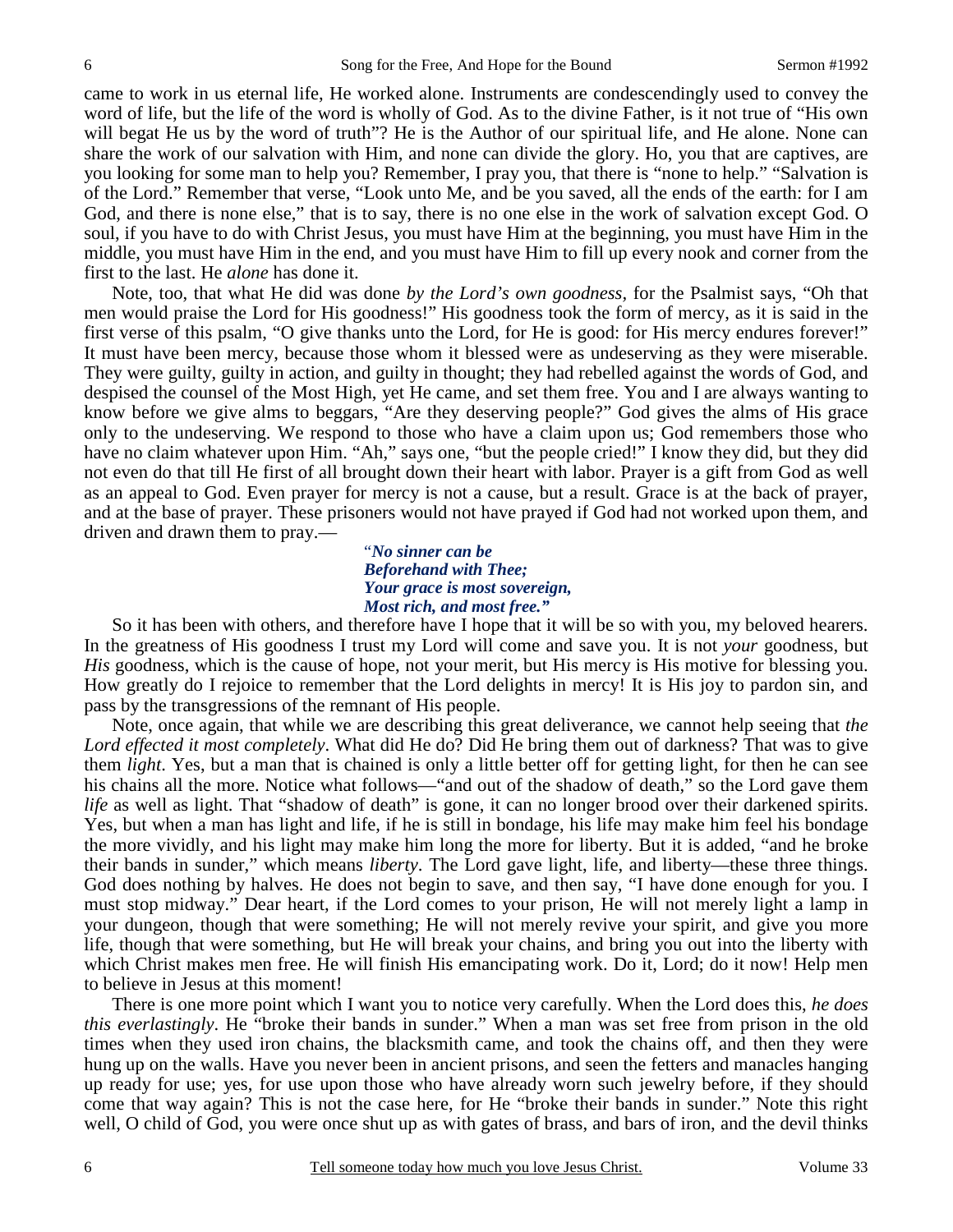came to work in us eternal life, He worked alone. Instruments are condescendingly used to convey the word of life, but the life of the word is wholly of God. As to the divine Father, is it not true of "His own will begat He us by the word of truth"? He is the Author of our spiritual life, and He alone. None can share the work of our salvation with Him, and none can divide the glory. Ho, you that are captives, are you looking for some man to help you? Remember, I pray you, that there is "none to help." "Salvation is of the Lord." Remember that verse, "Look unto Me, and be you saved, all the ends of the earth: for I am God, and there is none else," that is to say, there is no one else in the work of salvation except God. O soul, if you have to do with Christ Jesus, you must have Him at the beginning, you must have Him in the middle, you must have Him in the end, and you must have Him to fill up every nook and corner from the first to the last. He *alone* has done it.

Note, too, that what He did was done *by the Lord's own goodness*, for the Psalmist says, "Oh that men would praise the Lord for His goodness!" His goodness took the form of mercy, as it is said in the first verse of this psalm, "O give thanks unto the Lord, for He is good: for His mercy endures forever!" It must have been mercy, because those whom it blessed were as undeserving as they were miserable. They were guilty, guilty in action, and guilty in thought; they had rebelled against the words of God, and despised the counsel of the Most High, yet He came, and set them free. You and I are always wanting to know before we give alms to beggars, "Are they deserving people?" God gives the alms of His grace only to the undeserving. We respond to those who have a claim upon us; God remembers those who have no claim whatever upon Him. "Ah," says one, "but the people cried!" I know they did, but they did not even do that till He first of all brought down their heart with labor. Prayer is a gift from God as well as an appeal to God. Even prayer for mercy is not a cause, but a result. Grace is at the back of prayer, and at the base of prayer. These prisoners would not have prayed if God had not worked upon them, and driven and drawn them to pray.—

> "*No sinner can be*
> *Beforehand with Thee;*
> *Your grace is most sovereign,*
> *Most rich, and most free."*

So it has been with others, and therefore have I hope that it will be so with you, my beloved hearers. In the greatness of His goodness I trust my Lord will come and save you. It is not *your* goodness, but *His* goodness, which is the cause of hope, not your merit, but His mercy is His motive for blessing you. How greatly do I rejoice to remember that the Lord delights in mercy! It is His joy to pardon sin, and pass by the transgressions of the remnant of His people.

Note, once again, that while we are describing this great deliverance, we cannot help seeing that *the Lord effected it most completely*. What did He do? Did He bring them out of darkness? That was to give them *light*. Yes, but a man that is chained is only a little better off for getting light, for then he can see his chains all the more. Notice what follows—"and out of the shadow of death," so the Lord gave them *life* as well as light. That "shadow of death" is gone, it can no longer brood over their darkened spirits. Yes, but when a man has light and life, if he is still in bondage, his life may make him feel his bondage the more vividly, and his light may make him long the more for liberty. But it is added, "and he broke their bands in sunder," which means *liberty*. The Lord gave light, life, and liberty—these three things. God does nothing by halves. He does not begin to save, and then say, "I have done enough for you. I must stop midway." Dear heart, if the Lord comes to your prison, He will not merely light a lamp in your dungeon, though that were something; He will not merely revive your spirit, and give you more life, though that were something, but He will break your chains, and bring you out into the liberty with which Christ makes men free. He will finish His emancipating work. Do it, Lord; do it now! Help men to believe in Jesus at this moment!

There is one more point which I want you to notice very carefully. When the Lord does this, *he does this everlastingly*. He "broke their bands in sunder." When a man was set free from prison in the old times when they used iron chains, the blacksmith came, and took the chains off, and then they were hung up on the walls. Have you never been in ancient prisons, and seen the fetters and manacles hanging up ready for use; yes, for use upon those who have already worn such jewelry before, if they should come that way again? This is not the case here, for He "broke their bands in sunder." Note this right well, O child of God, you were once shut up as with gates of brass, and bars of iron, and the devil thinks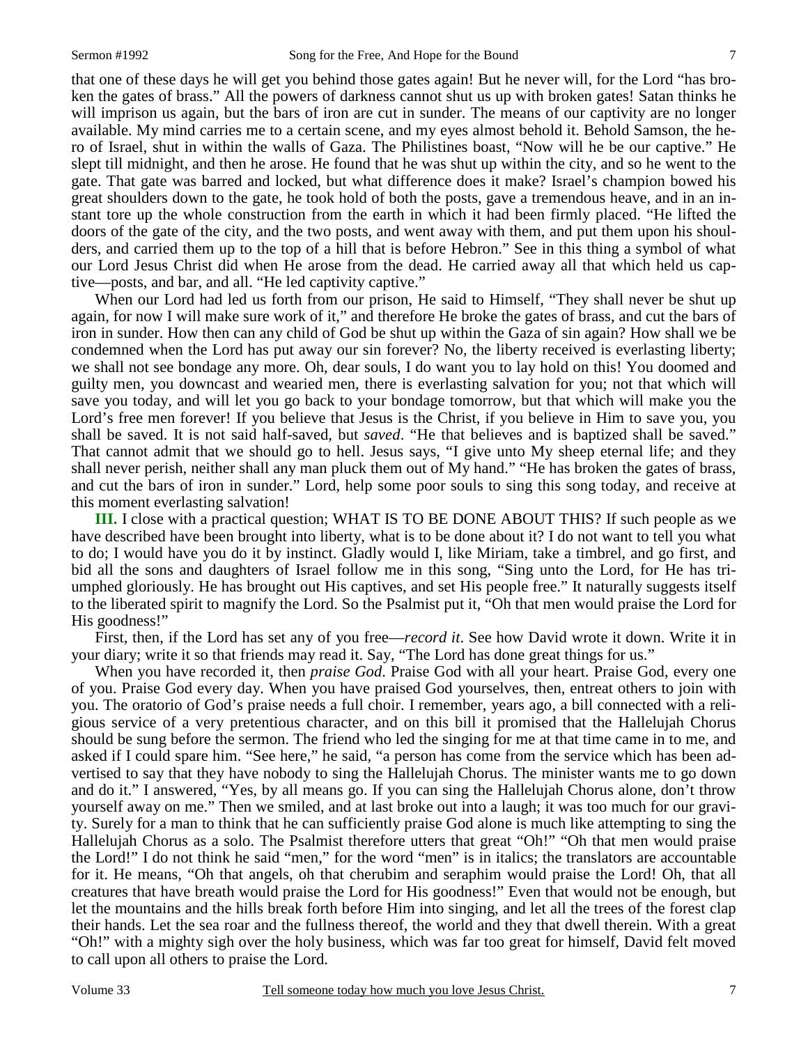that one of these days he will get you behind those gates again! But he never will, for the Lord "has broken the gates of brass." All the powers of darkness cannot shut us up with broken gates! Satan thinks he will imprison us again, but the bars of iron are cut in sunder. The means of our captivity are no longer available. My mind carries me to a certain scene, and my eyes almost behold it. Behold Samson, the hero of Israel, shut in within the walls of Gaza. The Philistines boast, "Now will he be our captive." He slept till midnight, and then he arose. He found that he was shut up within the city, and so he went to the gate. That gate was barred and locked, but what difference does it make? Israel's champion bowed his great shoulders down to the gate, he took hold of both the posts, gave a tremendous heave, and in an instant tore up the whole construction from the earth in which it had been firmly placed. "He lifted the doors of the gate of the city, and the two posts, and went away with them, and put them upon his shoulders, and carried them up to the top of a hill that is before Hebron." See in this thing a symbol of what our Lord Jesus Christ did when He arose from the dead. He carried away all that which held us captive—posts, and bar, and all. "He led captivity captive."

When our Lord had led us forth from our prison, He said to Himself, "They shall never be shut up again, for now I will make sure work of it," and therefore He broke the gates of brass, and cut the bars of iron in sunder. How then can any child of God be shut up within the Gaza of sin again? How shall we be condemned when the Lord has put away our sin forever? No, the liberty received is everlasting liberty; we shall not see bondage any more. Oh, dear souls, I do want you to lay hold on this! You doomed and guilty men, you downcast and wearied men, there is everlasting salvation for you; not that which will save you today, and will let you go back to your bondage tomorrow, but that which will make you the Lord's free men forever! If you believe that Jesus is the Christ, if you believe in Him to save you, you shall be saved. It is not said half-saved, but *saved*. "He that believes and is baptized shall be saved." That cannot admit that we should go to hell. Jesus says, "I give unto My sheep eternal life; and they shall never perish, neither shall any man pluck them out of My hand." "He has broken the gates of brass, and cut the bars of iron in sunder." Lord, help some poor souls to sing this song today, and receive at this moment everlasting salvation!

**III.** I close with a practical question; WHAT IS TO BE DONE ABOUT THIS? If such people as we have described have been brought into liberty, what is to be done about it? I do not want to tell you what to do; I would have you do it by instinct. Gladly would I, like Miriam, take a timbrel, and go first, and bid all the sons and daughters of Israel follow me in this song, "Sing unto the Lord, for He has triumphed gloriously. He has brought out His captives, and set His people free." It naturally suggests itself to the liberated spirit to magnify the Lord. So the Psalmist put it, "Oh that men would praise the Lord for His goodness!"

First, then, if the Lord has set any of you free—*record it*. See how David wrote it down. Write it in your diary; write it so that friends may read it. Say, "The Lord has done great things for us."

When you have recorded it, then *praise God*. Praise God with all your heart. Praise God, every one of you. Praise God every day. When you have praised God yourselves, then, entreat others to join with you. The oratorio of God's praise needs a full choir. I remember, years ago, a bill connected with a religious service of a very pretentious character, and on this bill it promised that the Hallelujah Chorus should be sung before the sermon. The friend who led the singing for me at that time came in to me, and asked if I could spare him. "See here," he said, "a person has come from the service which has been advertised to say that they have nobody to sing the Hallelujah Chorus. The minister wants me to go down and do it." I answered, "Yes, by all means go. If you can sing the Hallelujah Chorus alone, don't throw yourself away on me." Then we smiled, and at last broke out into a laugh; it was too much for our gravity. Surely for a man to think that he can sufficiently praise God alone is much like attempting to sing the Hallelujah Chorus as a solo. The Psalmist therefore utters that great "Oh!" "Oh that men would praise the Lord!" I do not think he said "men," for the word "men" is in italics; the translators are accountable for it. He means, "Oh that angels, oh that cherubim and seraphim would praise the Lord! Oh, that all creatures that have breath would praise the Lord for His goodness!" Even that would not be enough, but let the mountains and the hills break forth before Him into singing, and let all the trees of the forest clap their hands. Let the sea roar and the fullness thereof, the world and they that dwell therein. With a great "Oh!" with a mighty sigh over the holy business, which was far too great for himself, David felt moved to call upon all others to praise the Lord.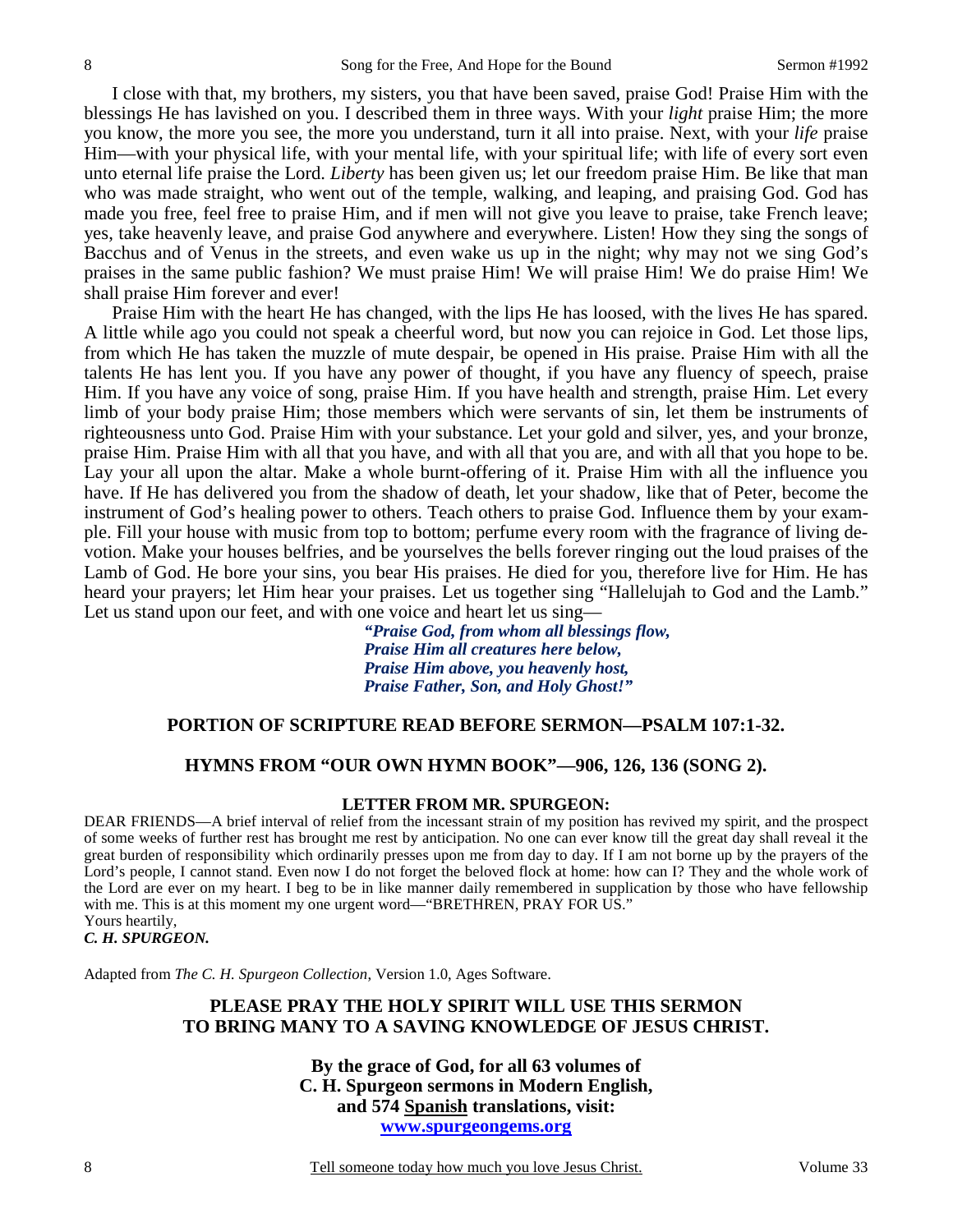I close with that, my brothers, my sisters, you that have been saved, praise God! Praise Him with the blessings He has lavished on you. I described them in three ways. With your *light* praise Him; the more you know, the more you see, the more you understand, turn it all into praise. Next, with your *life* praise Him—with your physical life, with your mental life, with your spiritual life; with life of every sort even unto eternal life praise the Lord. *Liberty* has been given us; let our freedom praise Him. Be like that man who was made straight, who went out of the temple, walking, and leaping, and praising God. God has made you free, feel free to praise Him, and if men will not give you leave to praise, take French leave; yes, take heavenly leave, and praise God anywhere and everywhere. Listen! How they sing the songs of Bacchus and of Venus in the streets, and even wake us up in the night; why may not we sing God's praises in the same public fashion? We must praise Him! We will praise Him! We do praise Him! We shall praise Him forever and ever!

Praise Him with the heart He has changed, with the lips He has loosed, with the lives He has spared. A little while ago you could not speak a cheerful word, but now you can rejoice in God. Let those lips, from which He has taken the muzzle of mute despair, be opened in His praise. Praise Him with all the talents He has lent you. If you have any power of thought, if you have any fluency of speech, praise Him. If you have any voice of song, praise Him. If you have health and strength, praise Him. Let every limb of your body praise Him; those members which were servants of sin, let them be instruments of righteousness unto God. Praise Him with your substance. Let your gold and silver, yes, and your bronze, praise Him. Praise Him with all that you have, and with all that you are, and with all that you hope to be. Lay your all upon the altar. Make a whole burnt-offering of it. Praise Him with all the influence you have. If He has delivered you from the shadow of death, let your shadow, like that of Peter, become the instrument of God's healing power to others. Teach others to praise God. Influence them by your example. Fill your house with music from top to bottom; perfume every room with the fragrance of living devotion. Make your houses belfries, and be yourselves the bells forever ringing out the loud praises of the Lamb of God. He bore your sins, you bear His praises. He died for you, therefore live for Him. He has heard your prayers; let Him hear your praises. Let us together sing "Hallelujah to God and the Lamb." Let us stand upon our feet, and with one voice and heart let us sing—

> ***"Praise God, from whom all blessings flow,***
> ***Praise Him all creatures here below,***
> ***Praise Him above, you heavenly host,***
> ***Praise Father, Son, and Holy Ghost!"***

## PORTION OF SCRIPTURE READ BEFORE SERMON—PSALM 107:1-32.

## HYMNS FROM "OUR OWN HYMN BOOK"—906, 126, 136 (SONG 2).

### LETTER FROM MR. SPURGEON:

DEAR FRIENDS—A brief interval of relief from the incessant strain of my position has revived my spirit, and the prospect of some weeks of further rest has brought me rest by anticipation. No one can ever know till the great day shall reveal it the great burden of responsibility which ordinarily presses upon me from day to day. If I am not borne up by the prayers of the Lord's people, I cannot stand. Even now I do not forget the beloved flock at home: how can I? They and the whole work of the Lord are ever on my heart. I beg to be in like manner daily remembered in supplication by those who have fellowship with me. This is at this moment my one urgent word—"BRETHREN, PRAY FOR US."

Yours heartily,
***C. H. SPURGEON.***

Adapted from *The C. H. Spurgeon Collection*, Version 1.0, Ages Software.

**PLEASE PRAY THE HOLY SPIRIT WILL USE THIS SERMON TO BRING MANY TO A SAVING KNOWLEDGE OF JESUS CHRIST.**

**By the grace of God, for all 63 volumes of C. H. Spurgeon sermons in Modern English, and 574 Spanish translations, visit: www.spurgeongems.org**